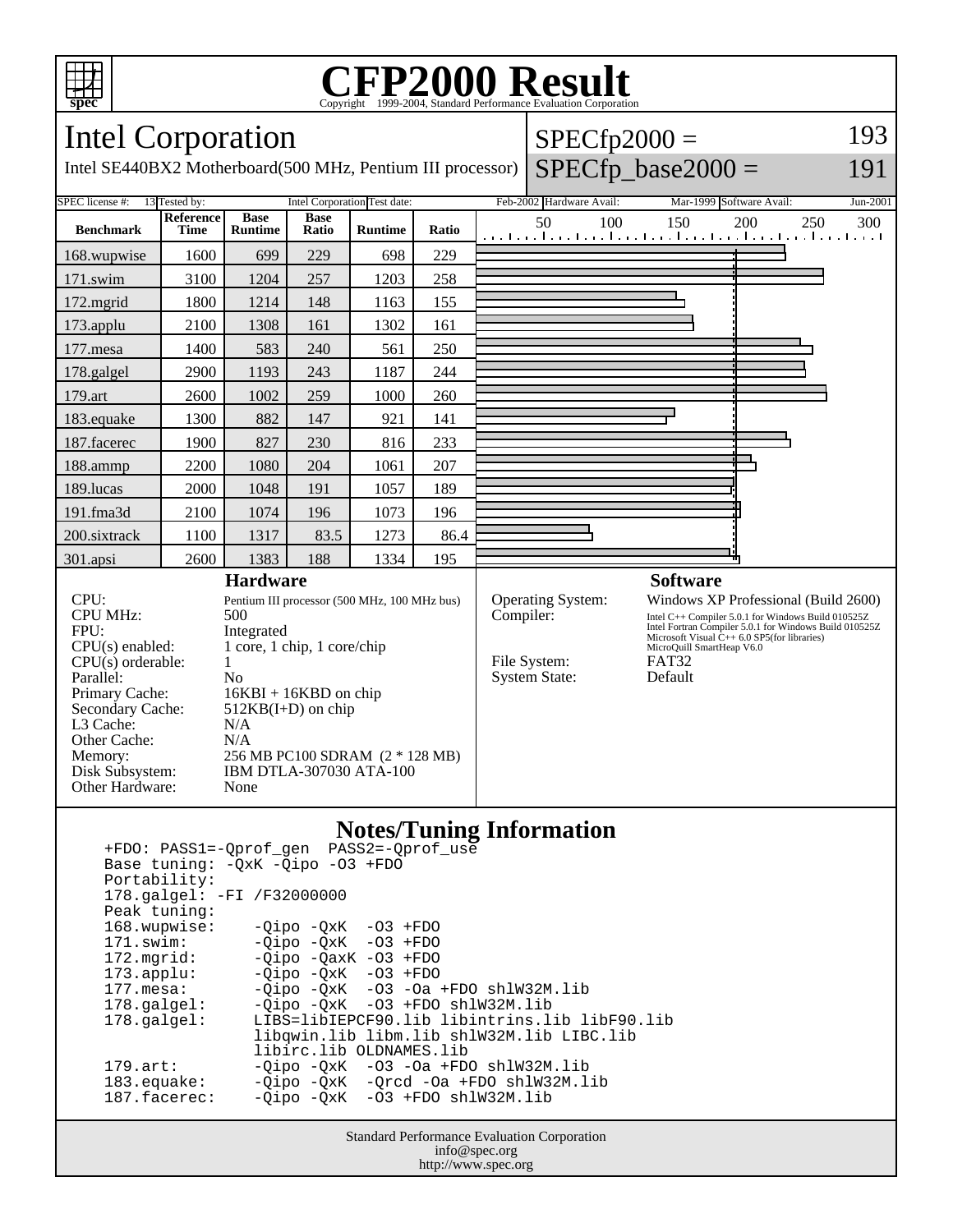# CFP2000 Result

Copyright 1999-2004, Standard Performance Evaluation Corporation

## Intel Corporation

Intel SE440BX2 Motherboard(500 MHz, Pentium III processor)

SPECfp2000 = 193

SPECfp_base2000 = 191

| SPEC license #: | 13 | Tested by: | Intel Corporation | Test date: | Feb-2002 | Hardware Avail: | Mar-1999 | Software Avail: | Jun-2001 |
|---|---|---|---|---|---|---|---|---|---|

| Benchmark | Reference Time | Base Runtime | Base Ratio | Runtime | Ratio |
|---|---|---|---|---|---|
| 168.wupwise | 1600 | 699 | 229 | 698 | 229 |
| 171.swim | 3100 | 1204 | 257 | 1203 | 258 |
| 172.mgrid | 1800 | 1214 | 148 | 1163 | 155 |
| 173.applu | 2100 | 1308 | 161 | 1302 | 161 |
| 177.mesa | 1400 | 583 | 240 | 561 | 250 |
| 178.galgel | 2900 | 1193 | 243 | 1187 | 244 |
| 179.art | 2600 | 1002 | 259 | 1000 | 260 |
| 183.equake | 1300 | 882 | 147 | 921 | 141 |
| 187.facerec | 1900 | 827 | 230 | 816 | 233 |
| 188.ammp | 2200 | 1080 | 204 | 1061 | 207 |
| 189.lucas | 2000 | 1048 | 191 | 1057 | 189 |
| 191.fma3d | 2100 | 1074 | 196 | 1073 | 196 |
| 200.sixtrack | 1100 | 1317 | 83.5 | 1273 | 86.4 |
| 301.apsi | 2600 | 1383 | 188 | 1334 | 195 |

### Hardware

| | |
|---|---|
| CPU: | Pentium III processor (500 MHz, 100 MHz bus) |
| CPU MHz: | 500 |
| FPU: | Integrated |
| CPU(s) enabled: | 1 core, 1 chip, 1 core/chip |
| CPU(s) orderable: | 1 |
| Parallel: | No |
| Primary Cache: | 16KBI + 16KBD on chip |
| Secondary Cache: | 512KB(I+D) on chip |
| L3 Cache: | N/A |
| Other Cache: | N/A |
| Memory: | 256 MB PC100 SDRAM (2 * 128 MB) |
| Disk Subsystem: | IBM DTLA-307030 ATA-100 |
| Other Hardware: | None |

### Software

| | |
|---|---|
| Operating System: | Windows XP Professional (Build 2600) |
| Compiler: | Intel C++ Compiler 5.0.1 for Windows Build 010525Z<br>Intel Fortran Compiler 5.0.1 for Windows Build 010525Z<br>Microsoft Visual C++ 6.0 SP5(for libraries)<br>MicroQuill SmartHeap V6.0 |
| File System: | FAT32 |
| System State: | Default |

### Notes/Tuning Information

```
+FDO: PASS1=-Qprof_gen  PASS2=-Qprof_use
Base tuning: -QxK -Qipo -O3 +FDO
Portability:
178.galgel: -FI /F32000000
Peak tuning:
168.wupwise:    -Qipo -QxK  -O3 +FDO
171.swim:       -Qipo -QxK  -O3 +FDO
172.mgrid:      -Qipo -QaxK -O3 +FDO
173.applu:      -Qipo -QxK  -O3 +FDO
177.mesa:       -Qipo -QxK  -O3 -Oa +FDO shlW32M.lib
178.galgel:     -Qipo -QxK  -O3 +FDO shlW32M.lib
178.galgel:     LIBS=libIEPCF90.lib libintrins.lib libF90.lib
                libqwin.lib libm.lib shlW32M.lib LIBC.lib
                libirc.lib OLDNAMES.lib
179.art:        -Qipo -QxK  -O3 -Oa +FDO shlW32M.lib
183.equake:     -Qipo -QxK  -Qrcd -Oa +FDO shlW32M.lib
187.facerec:    -Qipo -QxK  -O3 +FDO shlW32M.lib
```

Standard Performance Evaluation Corporation
info@spec.org
http://www.spec.org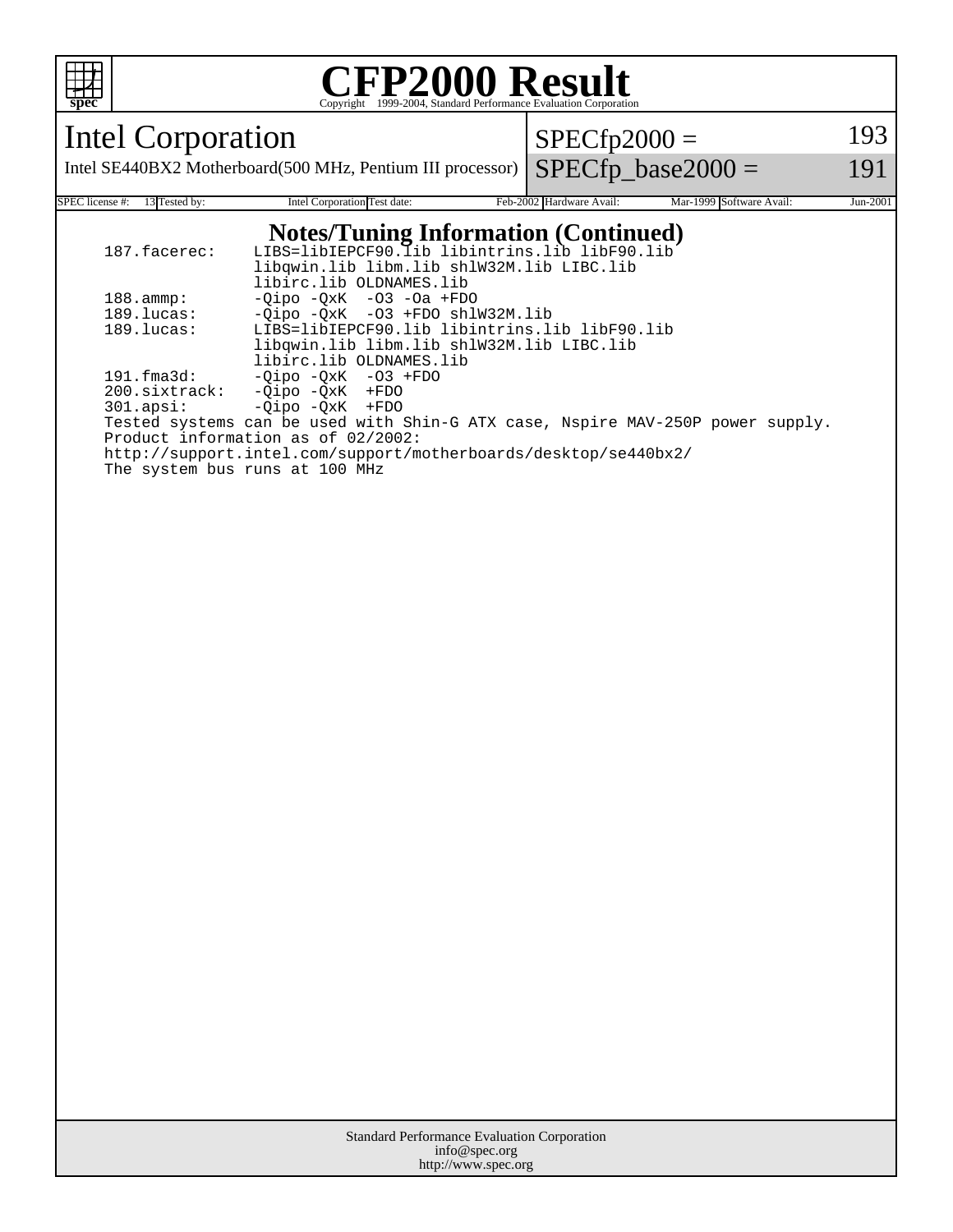# CFP2000 Result

Copyright 1999-2004, Standard Performance Evaluation Corporation

## Intel Corporation

Intel SE440BX2 Motherboard(500 MHz, Pentium III processor)

SPECfp2000 = 193

SPECfp_base2000 = 191

| SPEC license #: | 13 | Tested by: | Intel Corporation | Test date: | Feb-2002 | Hardware Avail: | Mar-1999 | Software Avail: | Jun-2001 |
|---|---|---|---|---|---|---|---|---|---|

### Notes/Tuning Information (Continued)

```
187.facerec:    LIBS=libIEPCF90.lib libintrins.lib libF90.lib
                libqwin.lib libm.lib shlW32M.lib LIBC.lib
                libirc.lib OLDNAMES.lib
188.ammp:       -Qipo -QxK  -O3 -Oa +FDO
189.lucas:      -Qipo -QxK  -O3 +FDO shlW32M.lib
189.lucas:      LIBS=libIEPCF90.lib libintrins.lib libF90.lib
                libqwin.lib libm.lib shlW32M.lib LIBC.lib
                libirc.lib OLDNAMES.lib
191.fma3d:      -Qipo -QxK  -O3 +FDO
200.sixtrack:   -Qipo -QxK  +FDO
301.apsi:       -Qipo -QxK  +FDO
Tested systems can be used with Shin-G ATX case, Nspire MAV-250P power supply.
Product information as of 02/2002:
http://support.intel.com/support/motherboards/desktop/se440bx2/
The system bus runs at 100 MHz
```

Standard Performance Evaluation Corporation
info@spec.org
http://www.spec.org